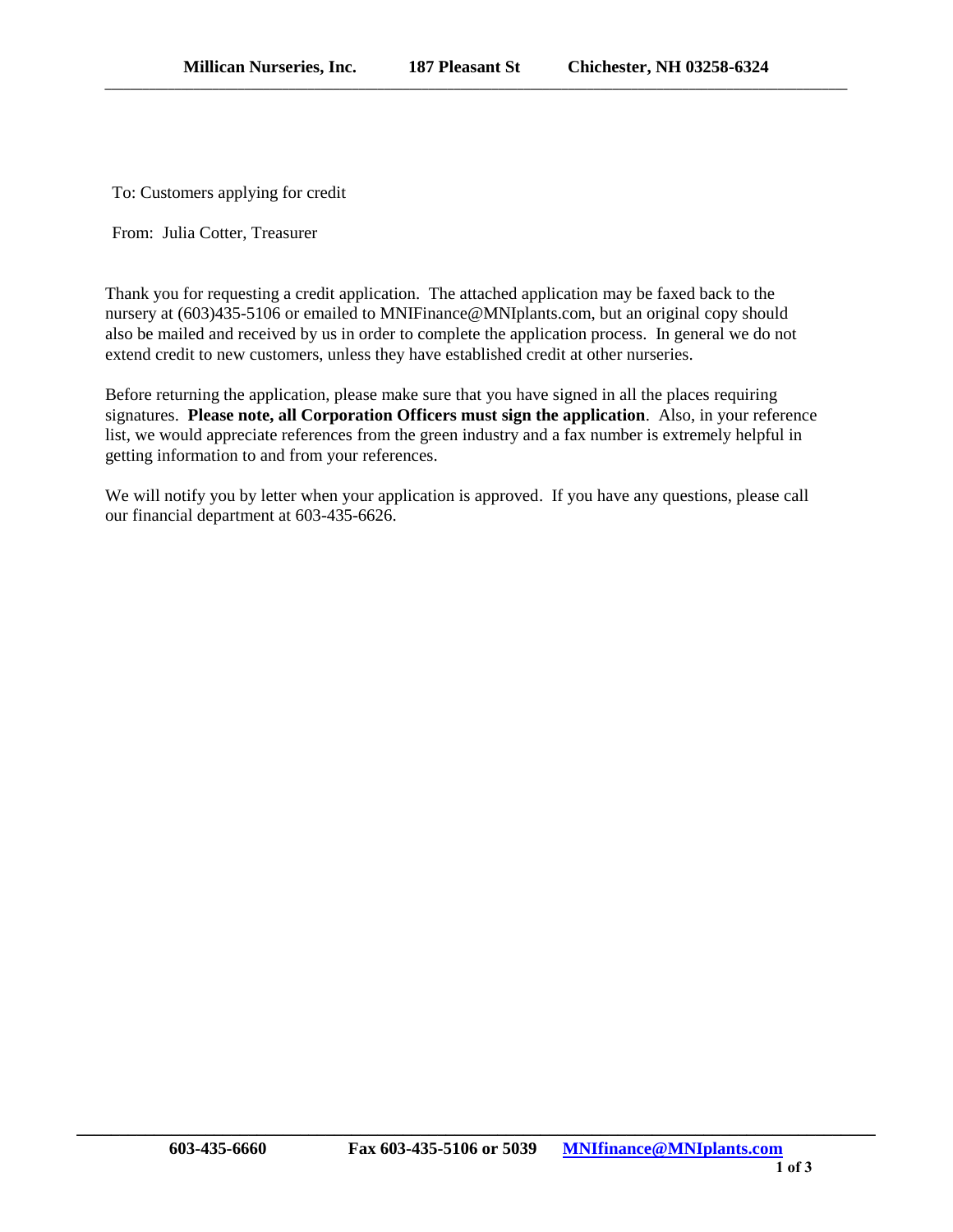**Millican Nurseries, Inc.     187 Pleasant St     Chichester, NH 03258-6324**

To: Customers applying for credit

From: Julia Cotter, Treasurer

Thank you for requesting a credit application. The attached application may be faxed back to the nursery at (603)435-5106 or emailed to MNIFinance@MNIplants.com, but an original copy should also be mailed and received by us in order to complete the application process. In general we do not extend credit to new customers, unless they have established credit at other nurseries.

Before returning the application, please make sure that you have signed in all the places requiring signatures. **Please note, all Corporation Officers must sign the application**. Also, in your reference list, we would appreciate references from the green industry and a fax number is extremely helpful in getting information to and from your references.

We will notify you by letter when your application is approved. If you have any questions, please call our financial department at 603-435-6626.

**603-435-6660     Fax 603-435-5106 or 5039     MNIfinance@MNIplants.com**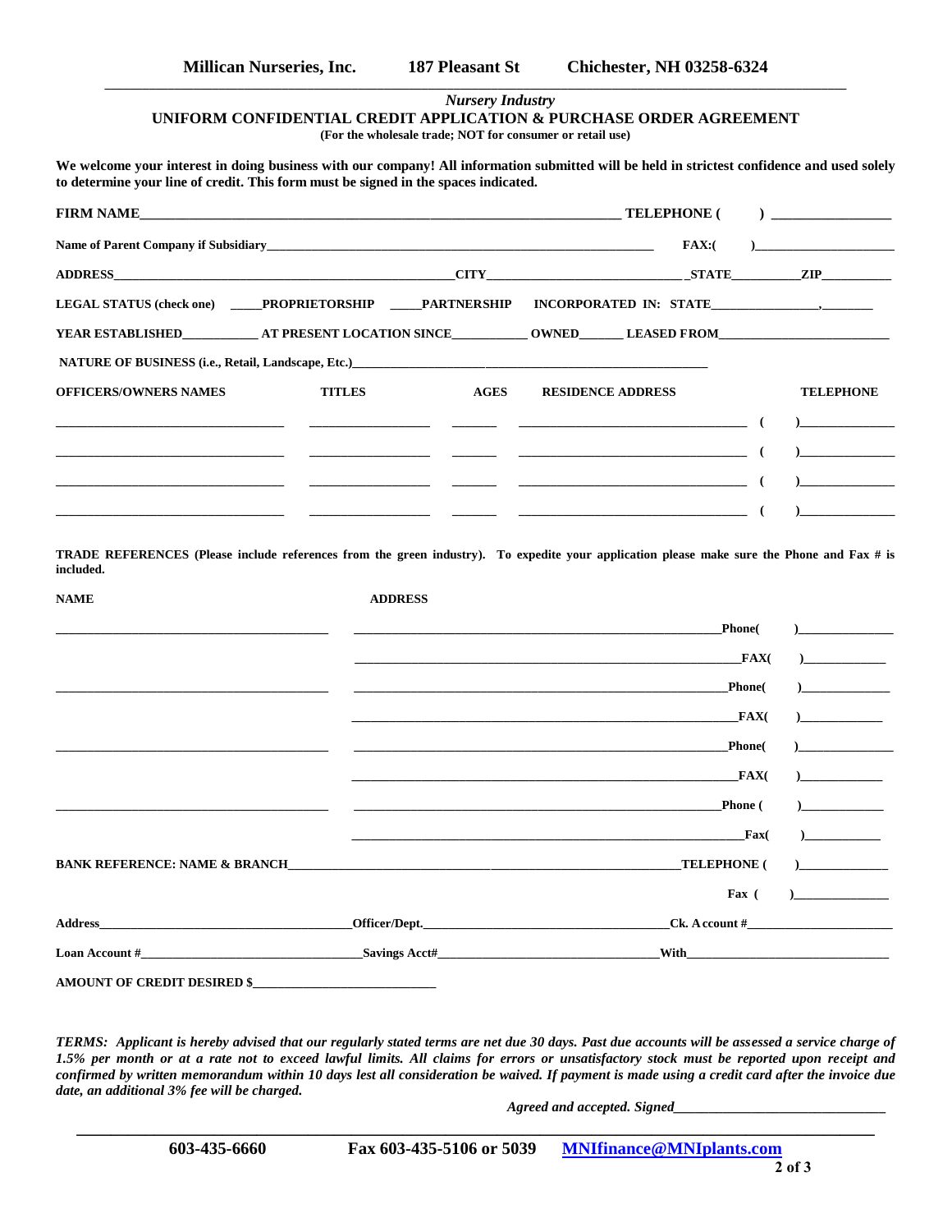**Millican Nurseries, Inc.    187 Pleasant St    Chichester, NH 03258-6324**

*Nursery Industry*

## UNIFORM CONFIDENTIAL CREDIT APPLICATION & PURCHASE ORDER AGREEMENT

**(For the wholesale trade; NOT for consumer or retail use)**

**We welcome your interest in doing business with our company! All information submitted will be held in strictest confidence and used solely to determine your line of credit. This form must be signed in the spaces indicated.**

**FIRM NAME**______________________________ **TELEPHONE (    )** ____________

**Name of Parent Company if Subsidiary**______________________________ **FAX:(    )**____________

**ADDRESS**____________________ **CITY**____________________ **STATE**________ **ZIP**________

**LEGAL STATUS (check one)** _____**PROPRIETORSHIP** _____**PARTNERSHIP** **INCORPORATED IN: STATE**____________,________

**YEAR ESTABLISHED**__________ **AT PRESENT LOCATION SINCE**__________ **OWNED**______ **LEASED FROM**____________________

**NATURE OF BUSINESS (i.e., Retail, Landscape, Etc.)**______________________________

| OFFICERS/OWNERS NAMES | TITLES | AGES | RESIDENCE ADDRESS | TELEPHONE |
|---|---|---|---|---|
| | | | | (    ) |
| | | | | (    ) |
| | | | | (    ) |
| | | | | (    ) |

**TRADE REFERENCES (Please include references from the green industry). To expedite your application please make sure the Phone and Fax # is included.**

| NAME | ADDRESS | |
|---|---|---|
| | | Phone(    ) |
| | | FAX(    ) |
| | | Phone(    ) |
| | | FAX(    ) |
| | | Phone(    ) |
| | | FAX(    ) |
| | | Phone (    ) |
| | | Fax(    ) |

**BANK REFERENCE: NAME & BRANCH**______________________________ **TELEPHONE (    )**____________

**Fax (    )**____________

**Address**____________________ **Officer/Dept.**____________________ **Ck. Account #**____________________

**Loan Account #**____________________ **Savings Acct#**____________________ **With**____________________

**AMOUNT OF CREDIT DESIRED $**____________________

***TERMS: Applicant is hereby advised that our regularly stated terms are net due 30 days. Past due accounts will be assessed a service charge of 1.5% per month or at a rate not to exceed lawful limits. All claims for errors or unsatisfactory stock must be reported upon receipt and confirmed by written memorandum within 10 days lest all consideration be waived. If payment is made using a credit card after the invoice due date, an additional 3% fee will be charged.***

***Agreed and accepted. Signed***____________________

**603-435-6660    Fax 603-435-5106 or 5039    MNIfinance@MNIplants.com**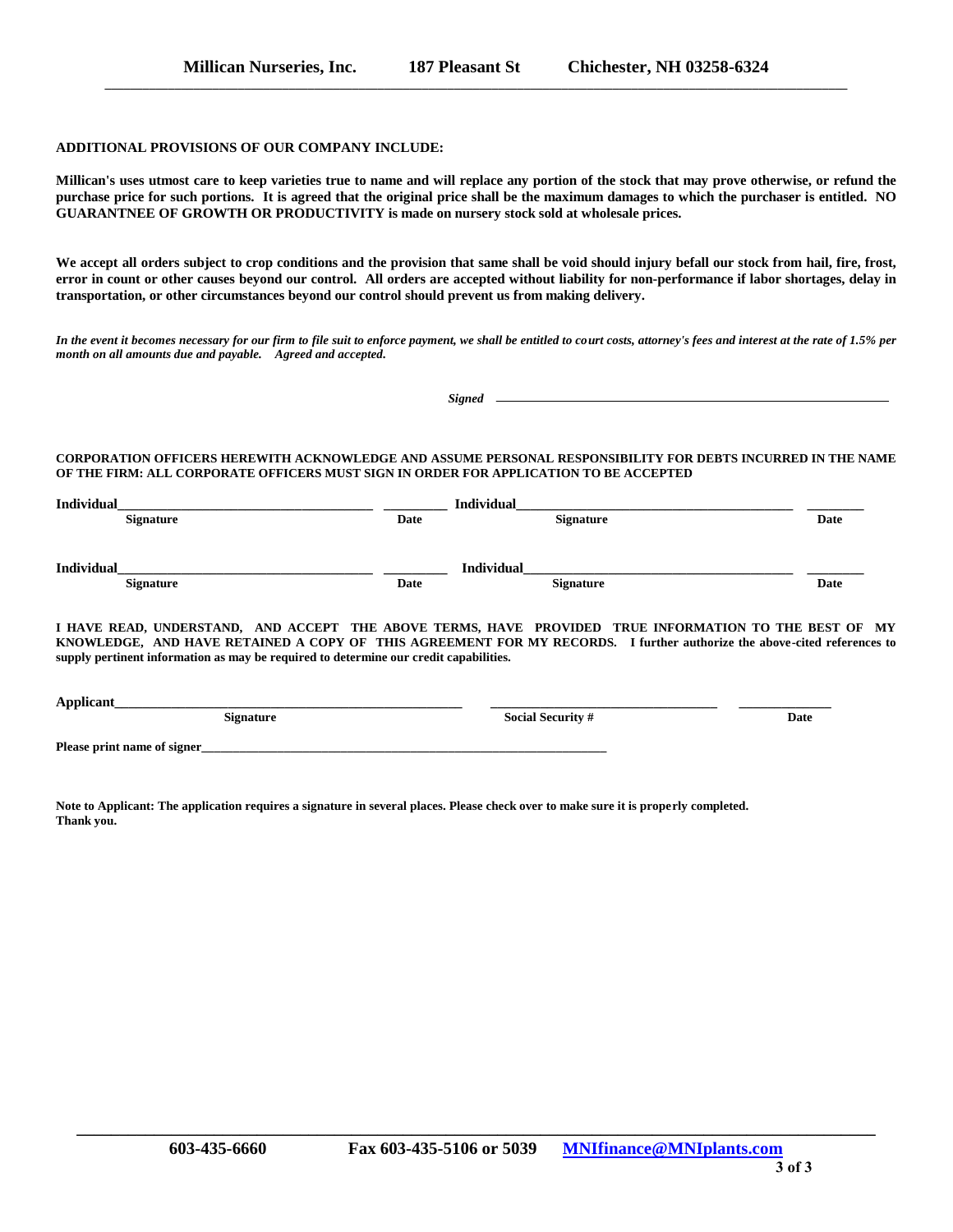**ADDITIONAL PROVISIONS OF OUR COMPANY INCLUDE:**

**Millican's uses utmost care to keep varieties true to name and will replace any portion of the stock that may prove otherwise, or refund the purchase price for such portions. It is agreed that the original price shall be the maximum damages to which the purchaser is entitled. NO GUARANTNEE OF GROWTH OR PRODUCTIVITY is made on nursery stock sold at wholesale prices.**

**We accept all orders subject to crop conditions and the provision that same shall be void should injury befall our stock from hail, fire, frost, error in count or other causes beyond our control. All orders are accepted without liability for non-performance if labor shortages, delay in transportation, or other circumstances beyond our control should prevent us from making delivery.**

***In the event it becomes necessary for our firm to file suit to enforce payment, we shall be entitled to court costs, attorney's fees and interest at the rate of 1.5% per month on all amounts due and payable. Agreed and accepted.***

***Signed*** ________________________________________

**CORPORATION OFFICERS HEREWITH ACKNOWLEDGE AND ASSUME PERSONAL RESPONSIBILITY FOR DEBTS INCURRED IN THE NAME OF THE FIRM: ALL CORPORATE OFFICERS MUST SIGN IN ORDER FOR APPLICATION TO BE ACCEPTED**

**Individual**______________________ ________ **Individual**______________________ ________
**Signature** **Date** **Signature** **Date**

**Individual**______________________ ________ **Individual**______________________ ________
**Signature** **Date** **Signature** **Date**

**I HAVE READ, UNDERSTAND, AND ACCEPT THE ABOVE TERMS, HAVE PROVIDED TRUE INFORMATION TO THE BEST OF MY KNOWLEDGE, AND HAVE RETAINED A COPY OF THIS AGREEMENT FOR MY RECORDS. I further authorize the above-cited references to supply pertinent information as may be required to determine our credit capabilities.**

**Applicant**______________________________ ______________________ __________
**Signature** **Social Security #** **Date**

**Please print name of signer**______________________________________

**Note to Applicant: The application requires a signature in several places. Please check over to make sure it is properly completed. Thank you.**

**603-435-6660** **Fax 603-435-5106 or 5039** **MNIfinance@MNIplants.com**